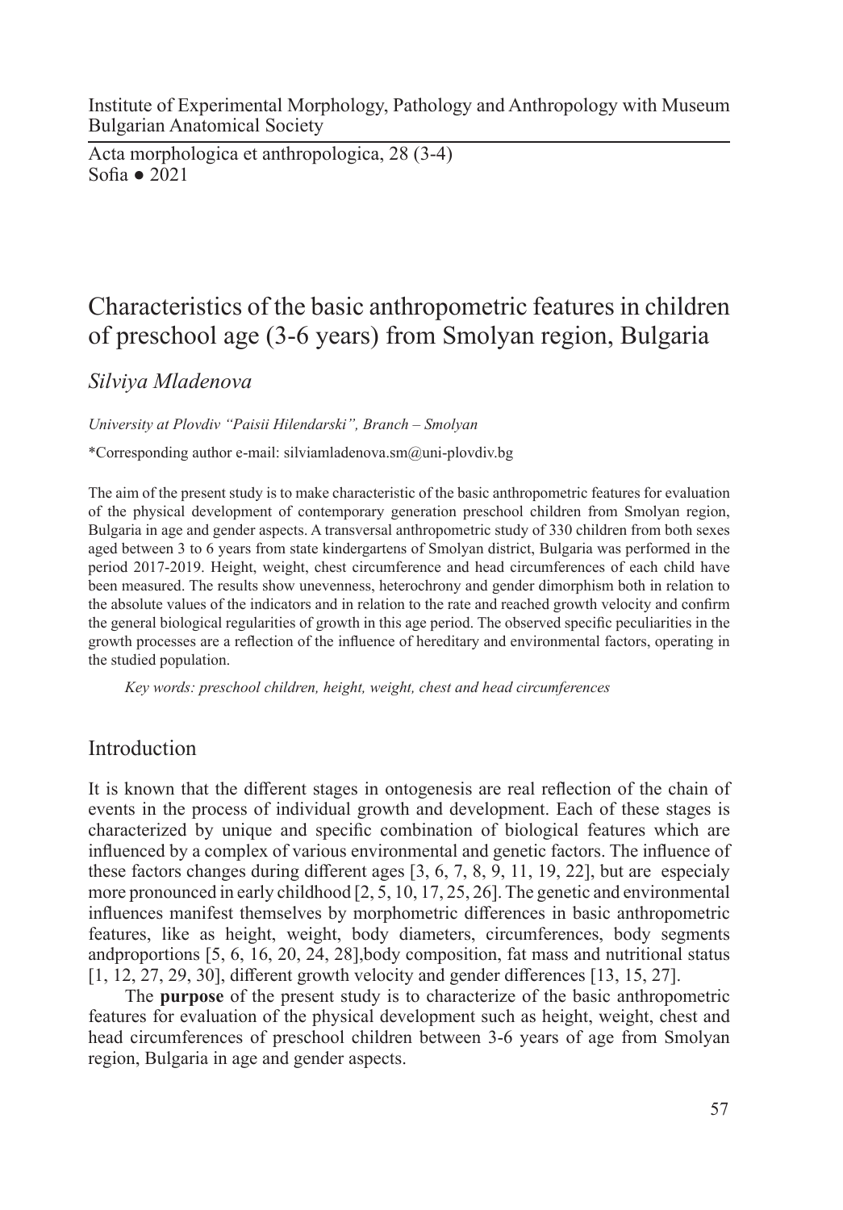Institute of Experimental Morphology, Pathology and Anthropology with Museum
Bulgarian Anatomical Society

Acta morphologica et anthropologica, 28 (3-4)
Sofia ● 2021

# Characteristics of the basic anthropometric features in children of preschool age (3-6 years) from Smolyan region, Bulgaria

*Silviya Mladenova*

*University at Plovdiv "Paisii Hilendarski", Branch – Smolyan*

*Corresponding author e-mail: silviamladenova.sm@uni-plovdiv.bg

The aim of the present study is to make characteristic of the basic anthropometric features for evaluation of the physical development of contemporary generation preschool children from Smolyan region, Bulgaria in age and gender aspects. A transversal anthropometric study of 330 children from both sexes aged between 3 to 6 years from state kindergartens of Smolyan district, Bulgaria was performed in the period 2017-2019. Height, weight, chest circumference and head circumferences of each child have been measured. The results show unevenness, heterochrony and gender dimorphism both in relation to the absolute values of the indicators and in relation to the rate and reached growth velocity and confirm the general biological regularities of growth in this age period. The observed specific peculiarities in the growth processes are a reflection of the influence of hereditary and environmental factors, operating in the studied population.

*Key words: preschool children, height, weight, chest and head circumferences*

## Introduction

It is known that the different stages in ontogenesis are real reflection of the chain of events in the process of individual growth and development. Each of these stages is characterized by unique and specific combination of biological features which are influenced by a complex of various environmental and genetic factors. The influence of these factors changes during different ages [3, 6, 7, 8, 9, 11, 19, 22], but are especialy more pronounced in early childhood [2, 5, 10, 17, 25, 26]. The genetic and environmental influences manifest themselves by morphometric differences in basic anthropometric features, like as height, weight, body diameters, circumferences, body segments andproportions [5, 6, 16, 20, 24, 28],body composition, fat mass and nutritional status [1, 12, 27, 29, 30], different growth velocity and gender differences [13, 15, 27].

The **purpose** of the present study is to characterize of the basic anthropometric features for evaluation of the physical development such as height, weight, chest and head circumferences of preschool children between 3-6 years of age from Smolyan region, Bulgaria in age and gender aspects.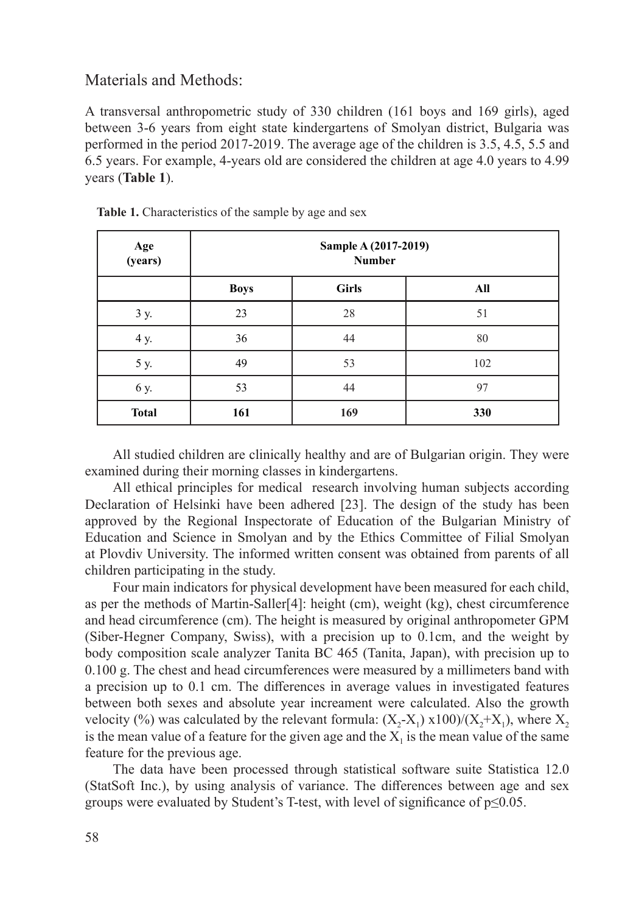## Materials and Methods:

A transversal anthropometric study of 330 children (161 boys and 169 girls), aged between 3-6 years from eight state kindergartens of Smolyan district, Bulgaria was performed in the period 2017-2019. The average age of the children is 3.5, 4.5, 5.5 and 6.5 years. For example, 4-years old are considered the children at age 4.0 years to 4.99 years (**Table 1**).

**Table 1.** Characteristics of the sample by age and sex

| Age (years) | Sample A (2017-2019) Number | | |
|---|---|---|---|
| | **Boys** | **Girls** | **All** |
| 3 y. | 23 | 28 | 51 |
| 4 y. | 36 | 44 | 80 |
| 5 y. | 49 | 53 | 102 |
| 6 y. | 53 | 44 | 97 |
| **Total** | **161** | **169** | **330** |

All studied children are clinically healthy and are of Bulgarian origin. They were examined during their morning classes in kindergartens.

All ethical principles for medical research involving human subjects according Declaration of Helsinki have been adhered [23]. The design of the study has been approved by the Regional Inspectorate of Education of the Bulgarian Ministry of Education and Science in Smolyan and by the Ethics Committee of Filial Smolyan at Plovdiv University. The informed written consent was obtained from parents of all children participating in the study.

Four main indicators for physical development have been measured for each child, as per the methods of Martin-Saller[4]: height (cm), weight (kg), chest circumference and head circumference (cm). The height is measured by original anthropometer GPM (Siber-Hegner Company, Swiss), with a precision up to 0.1cm, and the weight by body composition scale analyzer Tanita BC 465 (Tanita, Japan), with precision up to 0.100 g. The chest and head circumferences were measured by a millimeters band with a precision up to 0.1 cm. The differences in average values in investigated features between both sexes and absolute year increament were calculated. Also the growth velocity (%) was calculated by the relevant formula: $(X_2\text{-}X_1)\ \text{x}100)/(X_2+X_1)$, where $X_2$ is the mean value of a feature for the given age and the $X_1$ is the mean value of the same feature for the previous age.

The data have been processed through statistical software suite Statistica 12.0 (StatSoft Inc.), by using analysis of variance. The differences between age and sex groups were evaluated by Student's T-test, with level of significance of $p \leq 0.05$.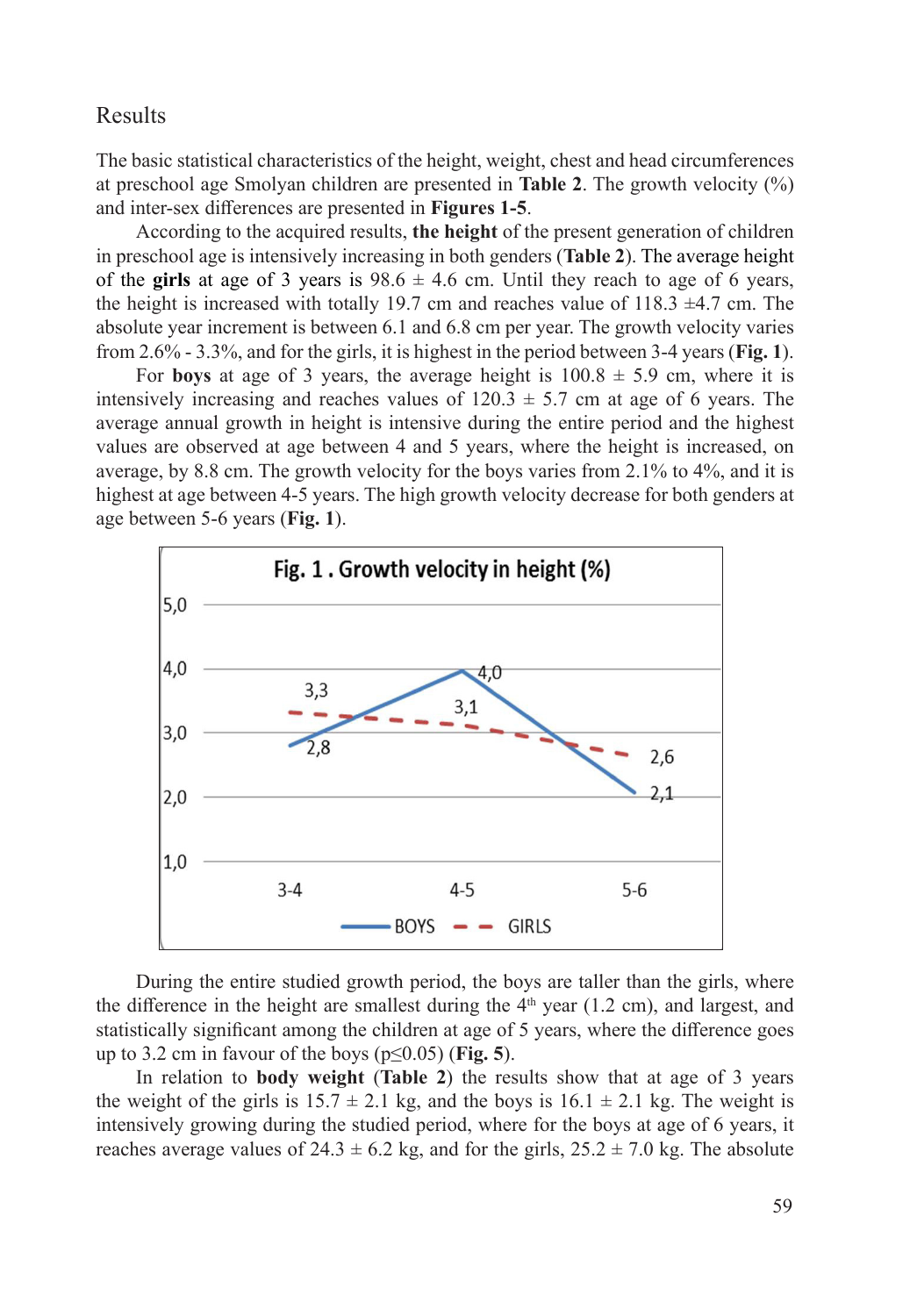## Results

The basic statistical characteristics of the height, weight, chest and head circumferences at preschool age Smolyan children are presented in **Table 2**. The growth velocity (%) and inter-sex differences are presented in **Figures 1-5**.

According to the acquired results, **the height** of the present generation of children in preschool age is intensively increasing in both genders (**Table 2**). The average height of the **girls** at age of 3 years is 98.6 ± 4.6 cm. Until they reach to age of 6 years, the height is increased with totally 19.7 cm and reaches value of 118.3 ±4.7 cm. The absolute year increment is between 6.1 and 6.8 cm per year. The growth velocity varies from 2.6% - 3.3%, and for the girls, it is highest in the period between 3-4 years (**Fig. 1**).

For **boys** at age of 3 years, the average height is 100.8 ± 5.9 cm, where it is intensively increasing and reaches values of 120.3 ± 5.7 cm at age of 6 years. The average annual growth in height is intensive during the entire period and the highest values are observed at age between 4 and 5 years, where the height is increased, on average, by 8.8 cm. The growth velocity for the boys varies from 2.1% to 4%, and it is highest at age between 4-5 years. The high growth velocity decrease for both genders at age between 5-6 years (**Fig. 1**).

**Fig. 1 . Growth velocity in height (%)**

| Age | BOYS | GIRLS |
|---|---|---|
| 3-4 | 2,8 | 3,3 |
| 4-5 | 4,0 | 3,1 |
| 5-6 | 2,1 | 2,6 |

During the entire studied growth period, the boys are taller than the girls, where the difference in the height are smallest during the 4th year (1.2 cm), and largest, and statistically significant among the children at age of 5 years, where the difference goes up to 3.2 cm in favour of the boys ($p \leq 0.05$) (**Fig. 5**).

In relation to **body weight** (**Table 2**) the results show that at age of 3 years the weight of the girls is 15.7 ± 2.1 kg, and the boys is 16.1 ± 2.1 kg. The weight is intensively growing during the studied period, where for the boys at age of 6 years, it reaches average values of 24.3 ± 6.2 kg, and for the girls, 25.2 ± 7.0 kg. The absolute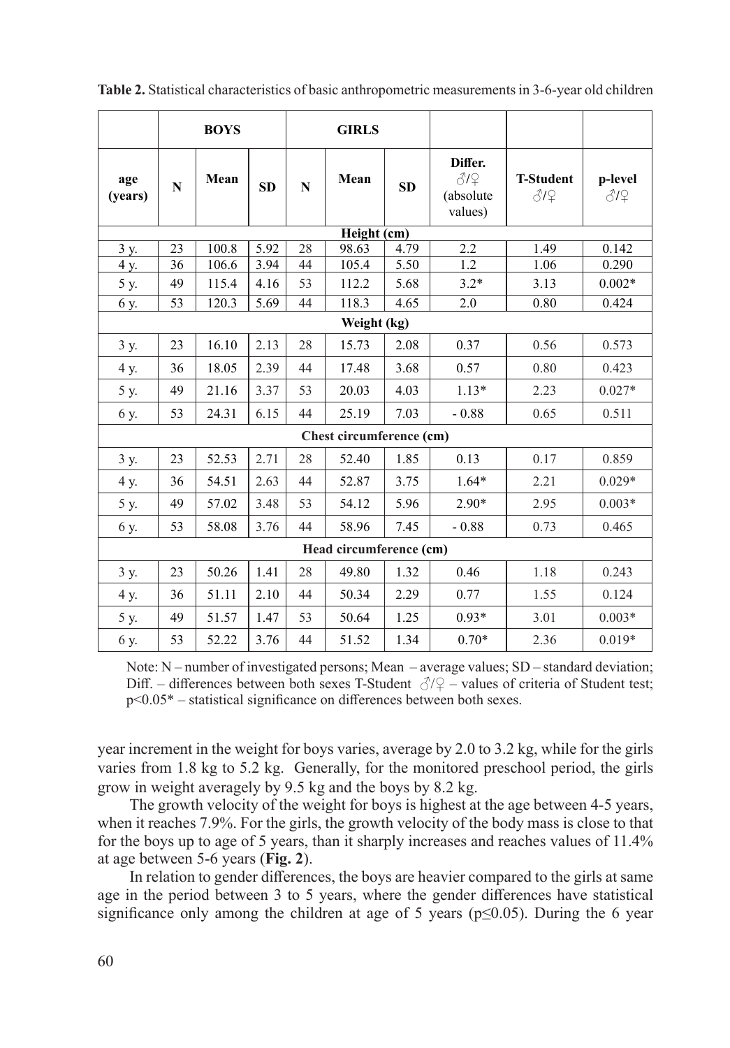**Table 2.** Statistical characteristics of basic anthropometric measurements in 3-6-year old children

| | BOYS | | | GIRLS | | | | | |
|---|---|---|---|---|---|---|---|---|---|
| age (years) | N | Mean | SD | N | Mean | SD | Differ. ♂/♀ (absolute values) | T-Student ♂/♀ | p-level ♂/♀ |
| **Height (cm)** | | | | | | | | | |
| 3 y. | 23 | 100.8 | 5.92 | 28 | 98.63 | 4.79 | 2.2 | 1.49 | 0.142 |
| 4 y. | 36 | 106.6 | 3.94 | 44 | 105.4 | 5.50 | 1.2 | 1.06 | 0.290 |
| 5 y. | 49 | 115.4 | 4.16 | 53 | 112.2 | 5.68 | 3.2* | 3.13 | 0.002* |
| 6 y. | 53 | 120.3 | 5.69 | 44 | 118.3 | 4.65 | 2.0 | 0.80 | 0.424 |
| **Weight (kg)** | | | | | | | | | |
| 3 y. | 23 | 16.10 | 2.13 | 28 | 15.73 | 2.08 | 0.37 | 0.56 | 0.573 |
| 4 y. | 36 | 18.05 | 2.39 | 44 | 17.48 | 3.68 | 0.57 | 0.80 | 0.423 |
| 5 y. | 49 | 21.16 | 3.37 | 53 | 20.03 | 4.03 | 1.13* | 2.23 | 0.027* |
| 6 y. | 53 | 24.31 | 6.15 | 44 | 25.19 | 7.03 | - 0.88 | 0.65 | 0.511 |
| **Chest circumference (cm)** | | | | | | | | | |
| 3 y. | 23 | 52.53 | 2.71 | 28 | 52.40 | 1.85 | 0.13 | 0.17 | 0.859 |
| 4 y. | 36 | 54.51 | 2.63 | 44 | 52.87 | 3.75 | 1.64* | 2.21 | 0.029* |
| 5 y. | 49 | 57.02 | 3.48 | 53 | 54.12 | 5.96 | 2.90* | 2.95 | 0.003* |
| 6 y. | 53 | 58.08 | 3.76 | 44 | 58.96 | 7.45 | - 0.88 | 0.73 | 0.465 |
| **Head circumference (cm)** | | | | | | | | | |
| 3 y. | 23 | 50.26 | 1.41 | 28 | 49.80 | 1.32 | 0.46 | 1.18 | 0.243 |
| 4 y. | 36 | 51.11 | 2.10 | 44 | 50.34 | 2.29 | 0.77 | 1.55 | 0.124 |
| 5 y. | 49 | 51.57 | 1.47 | 53 | 50.64 | 1.25 | 0.93* | 3.01 | 0.003* |
| 6 y. | 53 | 52.22 | 3.76 | 44 | 51.52 | 1.34 | 0.70* | 2.36 | 0.019* |

Note: N – number of investigated persons; Mean – average values; SD – standard deviation; Diff. – differences between both sexes T-Student ♂/♀ – values of criteria of Student test; $p<0.05$* – statistical significance on differences between both sexes.

year increment in the weight for boys varies, average by 2.0 to 3.2 kg, while for the girls varies from 1.8 kg to 5.2 kg. Generally, for the monitored preschool period, the girls grow in weight averagely by 9.5 kg and the boys by 8.2 kg.

The growth velocity of the weight for boys is highest at the age between 4-5 years, when it reaches 7.9%. For the girls, the growth velocity of the body mass is close to that for the boys up to age of 5 years, than it sharply increases and reaches values of 11.4% at age between 5-6 years (**Fig. 2**).

In relation to gender differences, the boys are heavier compared to the girls at same age in the period between 3 to 5 years, where the gender differences have statistical significance only among the children at age of 5 years ($p\leq0.05$). During the 6 year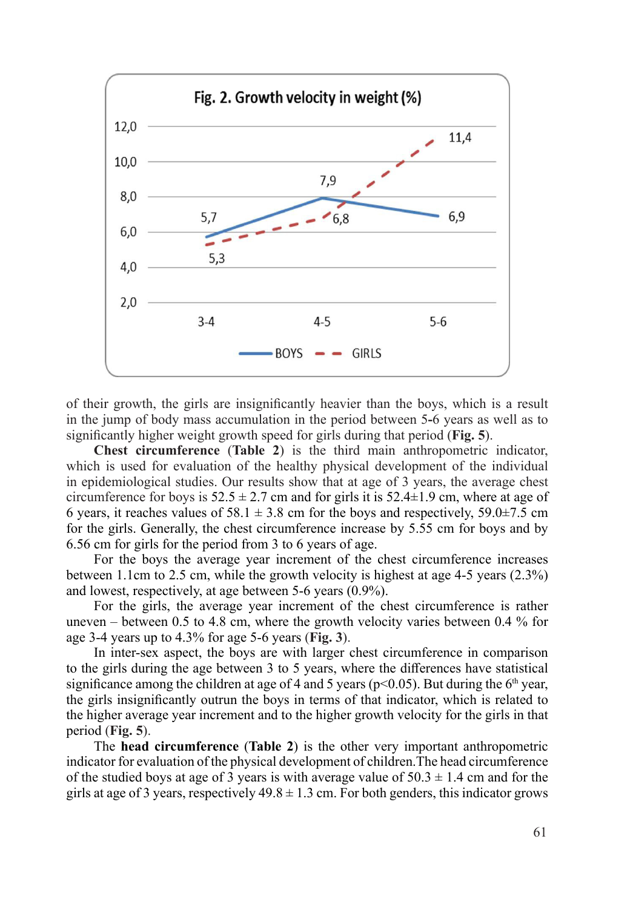Fig. 2. Growth velocity in weight (%)

| Age | BOYS | GIRLS |
|---|---|---|
| 3-4 | 5,7 | 5,3 |
| 4-5 | 7,9 | 6,8 |
| 5-6 | 6,9 | 11,4 |

of their growth, the girls are insignificantly heavier than the boys, which is a result in the jump of body mass accumulation in the period between 5-6 years as well as to significantly higher weight growth speed for girls during that period (**Fig. 5**).

**Chest circumference** (**Table 2**) is the third main anthropometric indicator, which is used for evaluation of the healthy physical development of the individual in epidemiological studies. Our results show that at age of 3 years, the average chest circumference for boys is 52.5 ± 2.7 cm and for girls it is 52.4±1.9 cm, where at age of 6 years, it reaches values of 58.1 ± 3.8 cm for the boys and respectively, 59.0±7.5 cm for the girls. Generally, the chest circumference increase by 5.55 cm for boys and by 6.56 cm for girls for the period from 3 to 6 years of age.

For the boys the average year increment of the chest circumference increases between 1.1cm to 2.5 cm, while the growth velocity is highest at age 4-5 years (2.3%) and lowest, respectively, at age between 5-6 years (0.9%).

For the girls, the average year increment of the chest circumference is rather uneven – between 0.5 to 4.8 cm, where the growth velocity varies between 0.4 % for age 3-4 years up to 4.3% for age 5-6 years (**Fig. 3**).

In inter-sex aspect, the boys are with larger chest circumference in comparison to the girls during the age between 3 to 5 years, where the differences have statistical significance among the children at age of 4 and 5 years ($p<0.05$). But during the 6th year, the girls insignificantly outrun the boys in terms of that indicator, which is related to the higher average year increment and to the higher growth velocity for the girls in that period (**Fig. 5**).

The **head circumference** (**Table 2**) is the other very important anthropometric indicator for evaluation of the physical development of children.The head circumference of the studied boys at age of 3 years is with average value of 50.3 ± 1.4 cm and for the girls at age of 3 years, respectively 49.8 ± 1.3 cm. For both genders, this indicator grows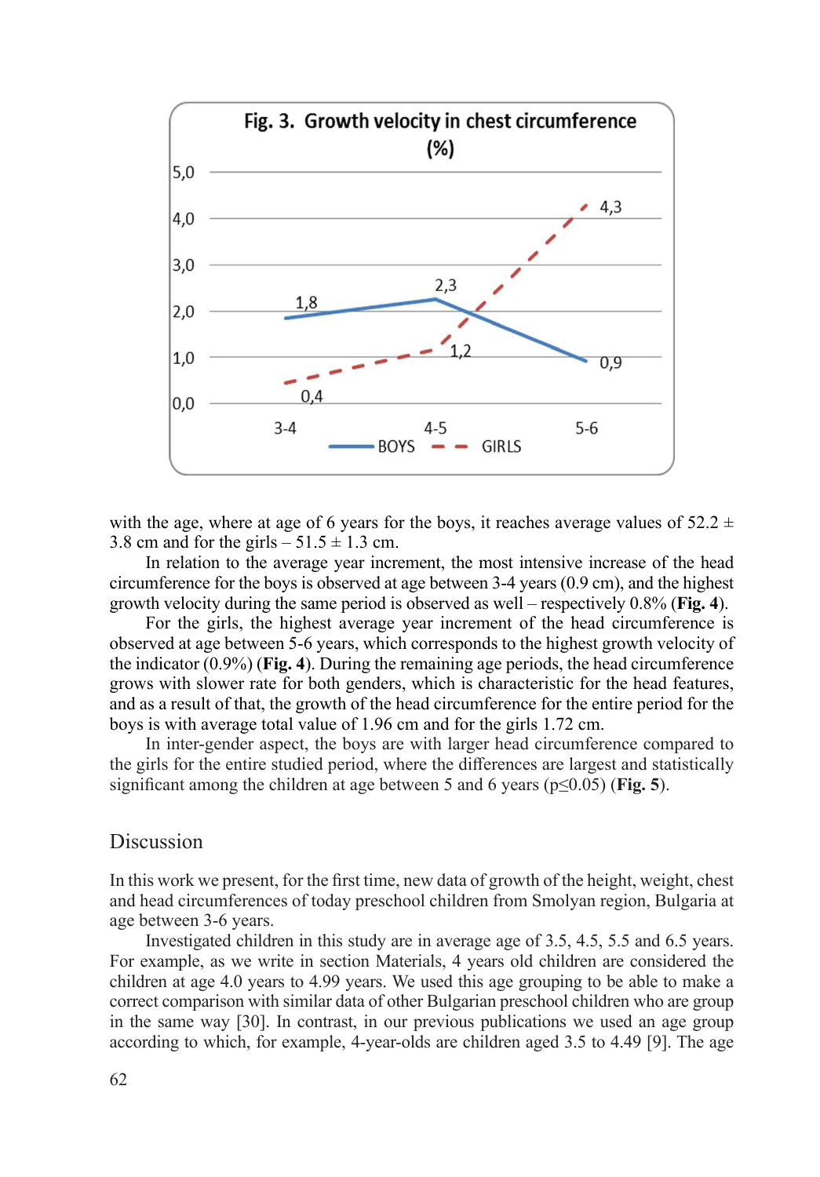Fig. 3. Growth velocity in chest circumference (%)

with the age, where at age of 6 years for the boys, it reaches average values of 52.2 ± 3.8 cm and for the girls – 51.5 ± 1.3 cm.

In relation to the average year increment, the most intensive increase of the head circumference for the boys is observed at age between 3-4 years (0.9 cm), and the highest growth velocity during the same period is observed as well – respectively 0.8% (**Fig. 4**).

For the girls, the highest average year increment of the head circumference is observed at age between 5-6 years, which corresponds to the highest growth velocity of the indicator (0.9%) (**Fig. 4**). During the remaining age periods, the head circumference grows with slower rate for both genders, which is characteristic for the head features, and as a result of that, the growth of the head circumference for the entire period for the boys is with average total value of 1.96 cm and for the girls 1.72 cm.

In inter-gender aspect, the boys are with larger head circumference compared to the girls for the entire studied period, where the differences are largest and statistically significant among the children at age between 5 and 6 years ($p \leq 0.05$) (**Fig. 5**).

## Discussion

In this work we present, for the first time, new data of growth of the height, weight, chest and head circumferences of today preschool children from Smolyan region, Bulgaria at age between 3-6 years.

Investigated children in this study are in average age of 3.5, 4.5, 5.5 and 6.5 years. For example, as we write in section Materials, 4 years old children are considered the children at age 4.0 years to 4.99 years. We used this age grouping to be able to make a correct comparison with similar data of other Bulgarian preschool children who are group in the same way [30]. In contrast, in our previous publications we used an age group according to which, for example, 4-year-olds are children aged 3.5 to 4.49 [9]. The age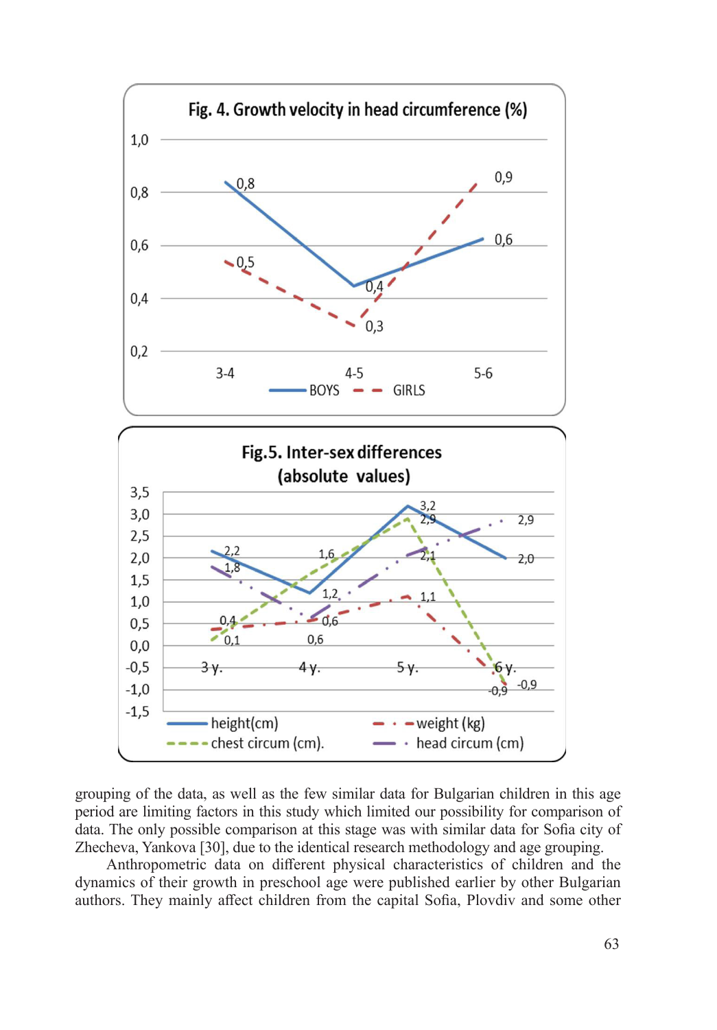Fig. 4. Growth velocity in head circumference (%)

Fig.5. Inter-sex differences (absolute values)

grouping of the data, as well as the few similar data for Bulgarian children in this age period are limiting factors in this study which limited our possibility for comparison of data. The only possible comparison at this stage was with similar data for Sofia city of Zhecheva, Yankova [30], due to the identical research methodology and age grouping.

Anthropometric data on different physical characteristics of children and the dynamics of their growth in preschool age were published earlier by other Bulgarian authors. They mainly affect children from the capital Sofia, Plovdiv and some other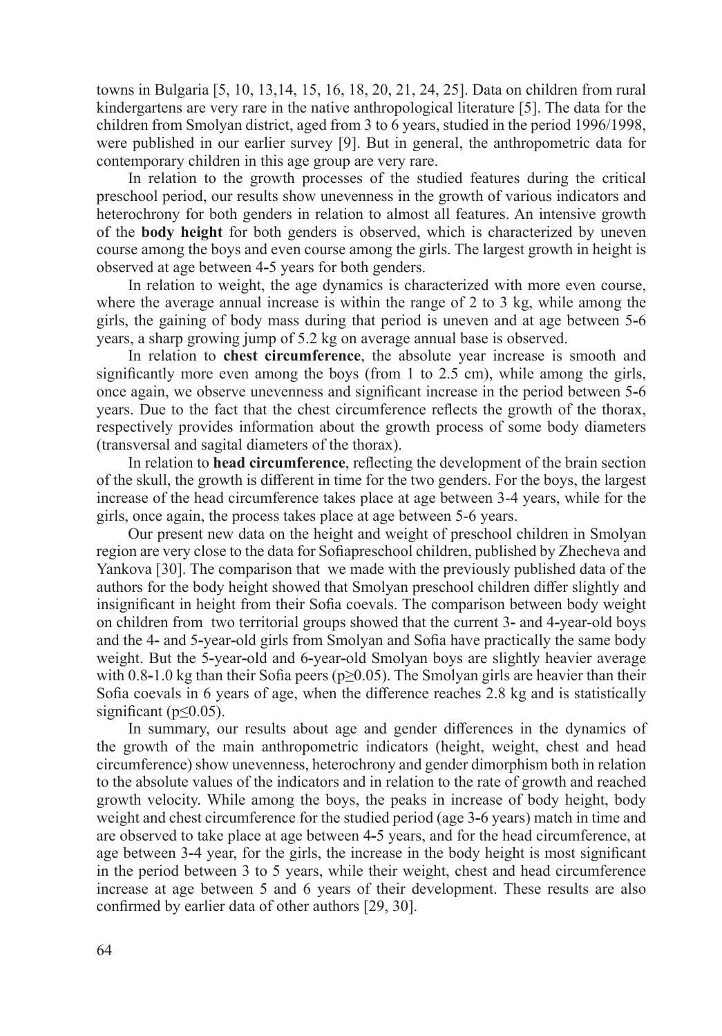towns in Bulgaria [5, 10, 13,14, 15, 16, 18, 20, 21, 24, 25]. Data on children from rural kindergartens are very rare in the native anthropological literature [5]. The data for the children from Smolyan district, aged from 3 to 6 years, studied in the period 1996/1998, were published in our earlier survey [9]. But in general, the anthropometric data for contemporary children in this age group are very rare.

In relation to the growth processes of the studied features during the critical preschool period, our results show unevenness in the growth of various indicators and heterochrony for both genders in relation to almost all features. An intensive growth of the **body height** for both genders is observed, which is characterized by uneven course among the boys and even course among the girls. The largest growth in height is observed at age between 4-5 years for both genders.

In relation to weight, the age dynamics is characterized with more even course, where the average annual increase is within the range of 2 to 3 kg, while among the girls, the gaining of body mass during that period is uneven and at age between 5-6 years, a sharp growing jump of 5.2 kg on average annual base is observed.

In relation to **chest circumference**, the absolute year increase is smooth and significantly more even among the boys (from 1 to 2.5 cm), while among the girls, once again, we observe unevenness and significant increase in the period between 5-6 years. Due to the fact that the chest circumference reflects the growth of the thorax, respectively provides information about the growth process of some body diameters (transversal and sagital diameters of the thorax).

In relation to **head circumference**, reflecting the development of the brain section of the skull, the growth is different in time for the two genders. For the boys, the largest increase of the head circumference takes place at age between 3-4 years, while for the girls, once again, the process takes place at age between 5-6 years.

Our present new data on the height and weight of preschool children in Smolyan region are very close to the data for Sofiapreschool children, published by Zhecheva and Yankova [30]. The comparison that we made with the previously published data of the authors for the body height showed that Smolyan preschool children differ slightly and insignificant in height from their Sofia coevals. The comparison between body weight on children from two territorial groups showed that the current 3- and 4-year-old boys and the 4- and 5-year-old girls from Smolyan and Sofia have practically the same body weight. But the 5-year-old and 6-year-old Smolyan boys are slightly heavier average with 0.8-1.0 kg than their Sofia peers ($p \geq 0.05$). The Smolyan girls are heavier than their Sofia coevals in 6 years of age, when the difference reaches 2.8 kg and is statistically significant ($p \leq 0.05$).

In summary, our results about age and gender differences in the dynamics of the growth of the main anthropometric indicators (height, weight, chest and head circumference) show unevenness, heterochrony and gender dimorphism both in relation to the absolute values of the indicators and in relation to the rate of growth and reached growth velocity. While among the boys, the peaks in increase of body height, body weight and chest circumference for the studied period (age 3-6 years) match in time and are observed to take place at age between 4-5 years, and for the head circumference, at age between 3-4 year, for the girls, the increase in the body height is most significant in the period between 3 to 5 years, while their weight, chest and head circumference increase at age between 5 and 6 years of their development. These results are also confirmed by earlier data of other authors [29, 30].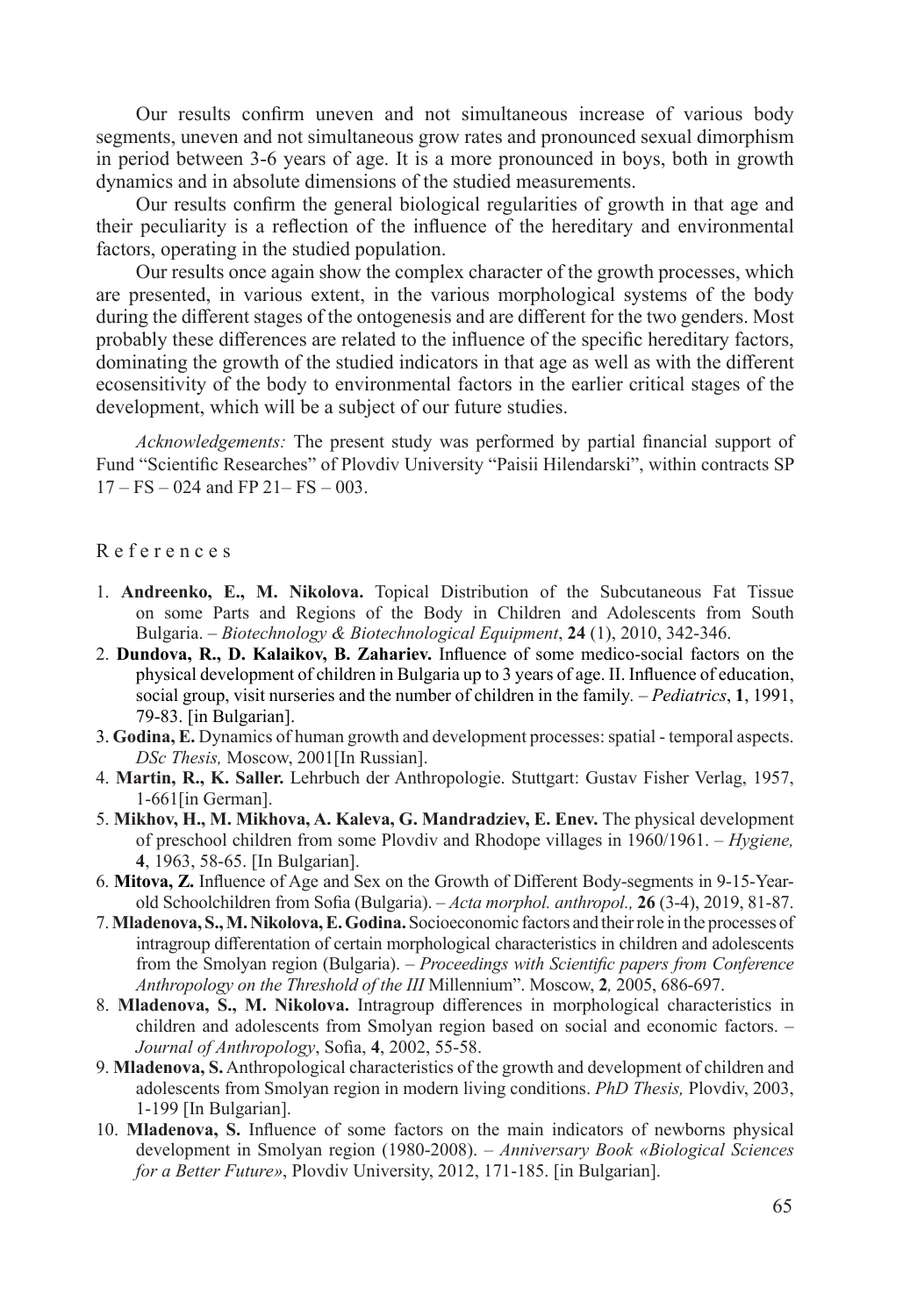Our results confirm uneven and not simultaneous increase of various body segments, uneven and not simultaneous grow rates and pronounced sexual dimorphism in period between 3-6 years of age. It is a more pronounced in boys, both in growth dynamics and in absolute dimensions of the studied measurements.

Our results confirm the general biological regularities of growth in that age and their peculiarity is a reflection of the influence of the hereditary and environmental factors, operating in the studied population.

Our results once again show the complex character of the growth processes, which are presented, in various extent, in the various morphological systems of the body during the different stages of the ontogenesis and are different for the two genders. Most probably these differences are related to the influence of the specific hereditary factors, dominating the growth of the studied indicators in that age as well as with the different ecosensitivity of the body to environmental factors in the earlier critical stages of the development, which will be a subject of our future studies.

*Acknowledgements:* The present study was performed by partial financial support of Fund "Scientific Researches" of Plovdiv University "Paisii Hilendarski", within contracts SP 17 – FS – 024 and FP 21– FS – 003.

## References

1. **Andreenko, E., M. Nikolova.** Topical Distribution of the Subcutaneous Fat Tissue on some Parts and Regions of the Body in Children and Adolescents from South Bulgaria. – *Biotechnology & Biotechnological Equipment*, **24** (1), 2010, 342-346.
2. **Dundova, R., D. Kalaikov, B. Zahariev.** Influence of some medico-social factors on the physical development of children in Bulgaria up to 3 years of age. II. Influence of education, social group, visit nurseries and the number of children in the family. – *Pediatrics*, **1**, 1991, 79-83. [in Bulgarian].
3. **Godina, E.** Dynamics of human growth and development processes: spatial - temporal aspects. *DSc Thesis,* Moscow, 2001[In Russian].
4. **Martin, R., K. Saller.** Lehrbuch der Anthropologie. Stuttgart: Gustav Fisher Verlag, 1957, 1-661[in German].
5. **Mikhov, H., M. Mikhova, A. Kaleva, G. Mandradziev, E. Enev.** The physical development of preschool children from some Plovdiv and Rhodope villages in 1960/1961. – *Hygiene,* **4**, 1963, 58-65. [In Bulgarian].
6. **Mitova, Z.** Influence of Age and Sex on the Growth of Different Body-segments in 9-15-Year-old Schoolchildren from Sofia (Bulgaria). – *Acta morphol. anthropol.,* **26** (3-4), 2019, 81-87.
7. **Mladenova, S., M. Nikolova, E. Godina.** Socioeconomic factors and their role in the processes of intragroup differentation of certain morphological characteristics in children and adolescents from the Smolyan region (Bulgaria). – *Proceedings with Scientific papers from Conference Anthropology on the Threshold of the III* Millennium". Moscow, **2***,* 2005, 686-697.
8. **Mladenova, S., M. Nikolova.** Intragroup differences in morphological characteristics in children and adolescents from Smolyan region based on social and economic factors. – *Journal of Anthropology*, Sofia, **4**, 2002, 55-58.
9. **Mladenova, S.** Anthropological characteristics of the growth and development of children and adolescents from Smolyan region in modern living conditions. *PhD Thesis,* Plovdiv, 2003, 1-199 [In Bulgarian].
10. **Mladenova, S.** Influence of some factors on the main indicators of newborns physical development in Smolyan region (1980-2008). – *Anniversary Book «Biological Sciences for a Better Future»*, Plovdiv University, 2012, 171-185. [in Bulgarian].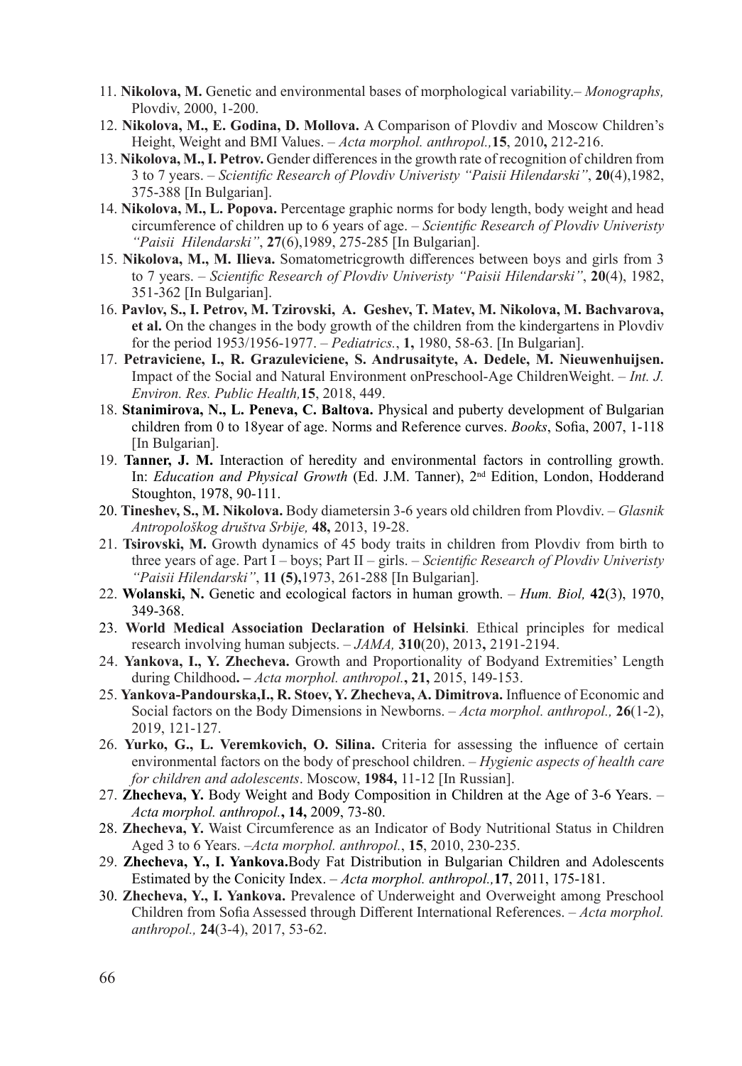11. **Nikolova, M.** Genetic and environmental bases of morphological variability.– *Monographs,* Plovdiv, 2000, 1-200.
12. **Nikolova, M., E. Godina, D. Mollova.** A Comparison of Plovdiv and Moscow Children's Height, Weight and BMI Values. – *Acta morphol. anthropol.,* **15**, 2010**,** 212-216.
13. **Nikolova, M., I. Petrov.** Gender differences in the growth rate of recognition of children from 3 to 7 years. – *Scientific Research of Plovdiv Univeristy "Paisii Hilendarski"*, **20**(4),1982, 375-388 [In Bulgarian].
14. **Nikolova, M., L. Popova.** Percentage graphic norms for body length, body weight and head circumference of children up to 6 years of age. – *Scientific Research of Plovdiv Univeristy "Paisii Hilendarski"*, **27**(6),1989, 275-285 [In Bulgarian].
15. **Nikolova, M., M. Ilieva.** Somatometricgrowth differences between boys and girls from 3 to 7 years. – *Scientific Research of Plovdiv Univeristy "Paisii Hilendarski"*, **20**(4), 1982, 351-362 [In Bulgarian].
16. **Pavlov, S., I. Petrov, M. Tzirovski, A. Geshev, T. Matev, M. Nikolova, M. Bachvarova, et al.** On the changes in the body growth of the children from the kindergartens in Plovdiv for the period 1953/1956-1977. – *Pediatrics.*, **1,** 1980, 58-63. [In Bulgarian].
17. **Petraviciene, I., R. Grazuleviciene, S. Andrusaityte, A. Dedele, M. Nieuwenhuijsen.** Impact of the Social and Natural Environment onPreschool-Age ChildrenWeight. – *Int. J. Environ. Res. Public Health,***15**, 2018, 449.
18. **Stanimirova, N., L. Peneva, C. Baltova.** Physical and puberty development of Bulgarian children from 0 to 18year of age. Norms and Reference curves. *Books*, Sofia, 2007, 1-118 [In Bulgarian].
19. **Tanner, J. M.** Interaction of heredity and environmental factors in controlling growth. In: *Education and Physical Growth* (Ed. J.M. Tanner), 2nd Edition, London, Hodderand Stoughton, 1978, 90-111.
20. **Tineshev, S., M. Nikolova.** Body diametersin 3-6 years old children from Plovdiv. – *Glasnik Antropološkog društva Srbije,* **48,** 2013, 19-28.
21. **Tsirovski, M.** Growth dynamics of 45 body traits in children from Plovdiv from birth to three years of age. Part I – boys; Part II – girls. – *Scientific Research of Plovdiv Univeristy "Paisii Hilendarski"*, **11 (5),**1973, 261-288 [In Bulgarian].
22. **Wolanski, N.** Genetic and ecological factors in human growth. – *Hum. Biol,* **42**(3), 1970, 349-368.
23. **World Medical Association Declaration of Helsinki**. Ethical principles for medical research involving human subjects. – *JAMA,* **310**(20), 2013**,** 2191-2194.
24. **Yankova, I., Y. Zhecheva.** Growth and Proportionality of Bodyand Extremities' Length during Childhood**.** **–** *Acta morphol. anthropol.***, 21,** 2015, 149-153.
25. **Yankova-Pandourska,I., R. Stoev, Y. Zhecheva, A. Dimitrova.** Influence of Economic and Social factors on the Body Dimensions in Newborns. – *Acta morphol. anthropol.,* **26**(1-2), 2019, 121-127.
26. **Yurko, G., L. Veremkovich, O. Silina.** Criteria for assessing the influence of certain environmental factors on the body of preschool children. – *Hygienic aspects of health care for children and adolescents*. Moscow, **1984,** 11-12 [In Russian].
27. **Zhecheva, Y.** Body Weight and Body Composition in Children at the Age of 3-6 Years. – *Acta morphol. anthropol.***, 14,** 2009, 73-80.
28. **Zhecheva, Y.** Waist Circumference as an Indicator of Body Nutritional Status in Children Aged 3 to 6 Years. –*Acta morphol. anthropol.*, **15**, 2010, 230-235.
29. **Zhecheva, Y., I. Yankova.**Body Fat Distribution in Bulgarian Children and Adolescents Estimated by the Conicity Index. – *Acta morphol. anthropol.,***17**, 2011, 175-181.
30. **Zhecheva, Y., I. Yankova.** Prevalence of Underweight and Overweight among Preschool Children from Sofia Assessed through Different International References. – *Acta morphol. anthropol.,* **24**(3-4), 2017, 53-62.